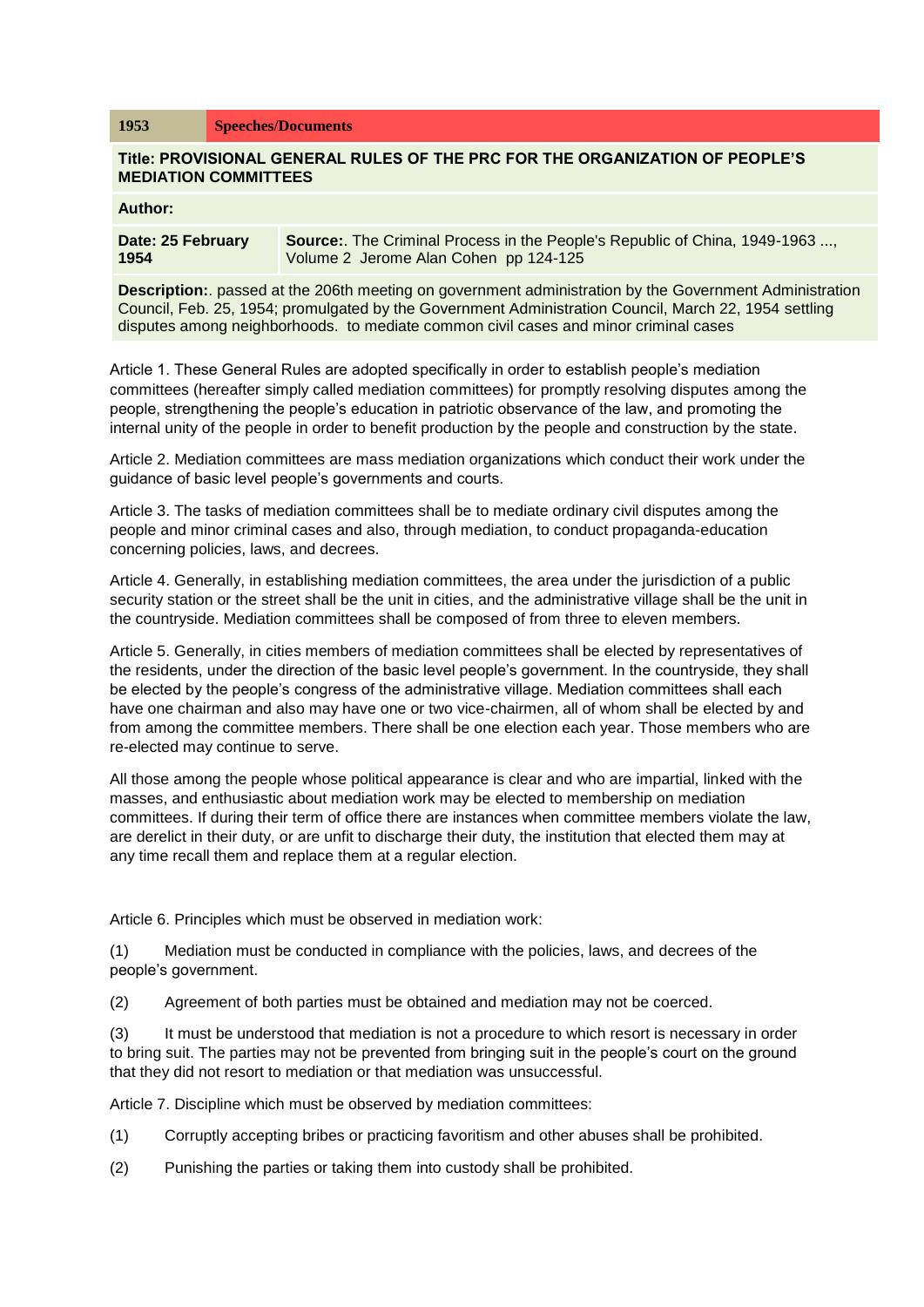| 1953 | Speeches/Documents |
|---|---|

**Title: PROVISIONAL GENERAL RULES OF THE PRC FOR THE ORGANIZATION OF PEOPLE'S MEDIATION COMMITTEES**

**Author:**

| **Date: 25 February 1954** | **Source:**. The Criminal Process in the People's Republic of China, 1949-1963 ..., Volume 2 Jerome Alan Cohen pp 124-125 |
|---|---|

**Description:**. passed at the 206th meeting on government administration by the Government Administration Council, Feb. 25, 1954; promulgated by the Government Administration Council, March 22, 1954 settling disputes among neighborhoods. to mediate common civil cases and minor criminal cases

Article 1. These General Rules are adopted specifically in order to establish people's mediation committees (hereafter simply called mediation committees) for promptly resolving disputes among the people, strengthening the people's education in patriotic observance of the law, and promoting the internal unity of the people in order to benefit production by the people and construction by the state.

Article 2. Mediation committees are mass mediation organizations which conduct their work under the guidance of basic level people's governments and courts.

Article 3. The tasks of mediation committees shall be to mediate ordinary civil disputes among the people and minor criminal cases and also, through mediation, to conduct propaganda-education concerning policies, laws, and decrees.

Article 4. Generally, in establishing mediation committees, the area under the jurisdiction of a public security station or the street shall be the unit in cities, and the administrative village shall be the unit in the countryside. Mediation committees shall be composed of from three to eleven members.

Article 5. Generally, in cities members of mediation committees shall be elected by representatives of the residents, under the direction of the basic level people's government. In the countryside, they shall be elected by the people's congress of the administrative village. Mediation committees shall each have one chairman and also may have one or two vice-chairmen, all of whom shall be elected by and from among the committee members. There shall be one election each year. Those members who are re-elected may continue to serve.

All those among the people whose political appearance is clear and who are impartial, linked with the masses, and enthusiastic about mediation work may be elected to membership on mediation committees. If during their term of office there are instances when committee members violate the law, are derelict in their duty, or are unfit to discharge their duty, the institution that elected them may at any time recall them and replace them at a regular election.

Article 6. Principles which must be observed in mediation work:

(1) Mediation must be conducted in compliance with the policies, laws, and decrees of the people's government.

(2) Agreement of both parties must be obtained and mediation may not be coerced.

(3) It must be understood that mediation is not a procedure to which resort is necessary in order to bring suit. The parties may not be prevented from bringing suit in the people's court on the ground that they did not resort to mediation or that mediation was unsuccessful.

Article 7. Discipline which must be observed by mediation committees:

(1) Corruptly accepting bribes or practicing favoritism and other abuses shall be prohibited.

(2) Punishing the parties or taking them into custody shall be prohibited.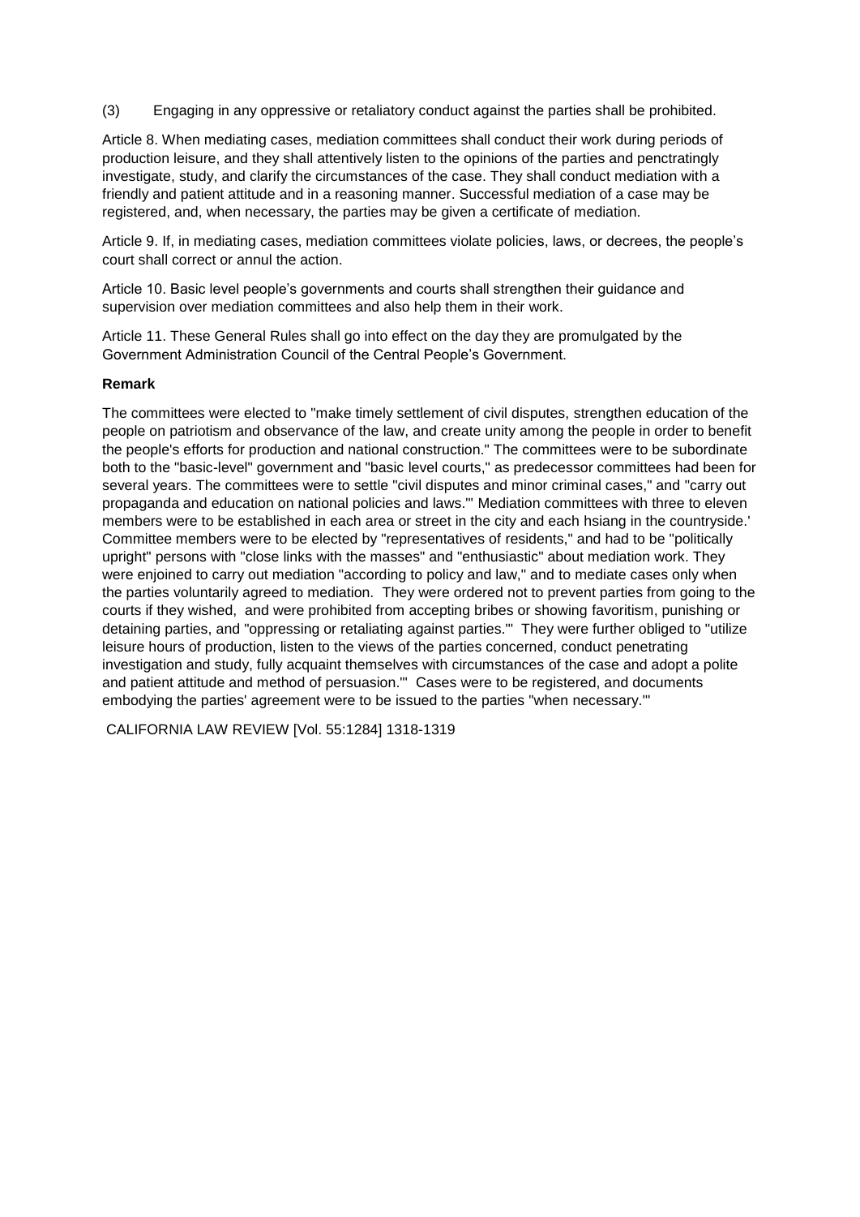(3) Engaging in any oppressive or retaliatory conduct against the parties shall be prohibited.

Article 8. When mediating cases, mediation committees shall conduct their work during periods of production leisure, and they shall attentively listen to the opinions of the parties and penctratingly investigate, study, and clarify the circumstances of the case. They shall conduct mediation with a friendly and patient attitude and in a reasoning manner. Successful mediation of a case may be registered, and, when necessary, the parties may be given a certificate of mediation.

Article 9. If, in mediating cases, mediation committees violate policies, laws, or decrees, the people's court shall correct or annul the action.

Article 10. Basic level people's governments and courts shall strengthen their guidance and supervision over mediation committees and also help them in their work.

Article 11. These General Rules shall go into effect on the day they are promulgated by the Government Administration Council of the Central People's Government.

**Remark**

The committees were elected to "make timely settlement of civil disputes, strengthen education of the people on patriotism and observance of the law, and create unity among the people in order to benefit the people's efforts for production and national construction." The committees were to be subordinate both to the "basic-level" government and "basic level courts," as predecessor committees had been for several years. The committees were to settle "civil disputes and minor criminal cases," and "carry out propaganda and education on national policies and laws."' Mediation committees with three to eleven members were to be established in each area or street in the city and each hsiang in the countryside.' Committee members were to be elected by "representatives of residents," and had to be "politically upright" persons with "close links with the masses" and "enthusiastic" about mediation work. They were enjoined to carry out mediation "according to policy and law," and to mediate cases only when the parties voluntarily agreed to mediation. They were ordered not to prevent parties from going to the courts if they wished, and were prohibited from accepting bribes or showing favoritism, punishing or detaining parties, and "oppressing or retaliating against parties."' They were further obliged to "utilize leisure hours of production, listen to the views of the parties concerned, conduct penetrating investigation and study, fully acquaint themselves with circumstances of the case and adopt a polite and patient attitude and method of persuasion."' Cases were to be registered, and documents embodying the parties' agreement were to be issued to the parties "when necessary."'

CALIFORNIA LAW REVIEW [Vol. 55:1284] 1318-1319